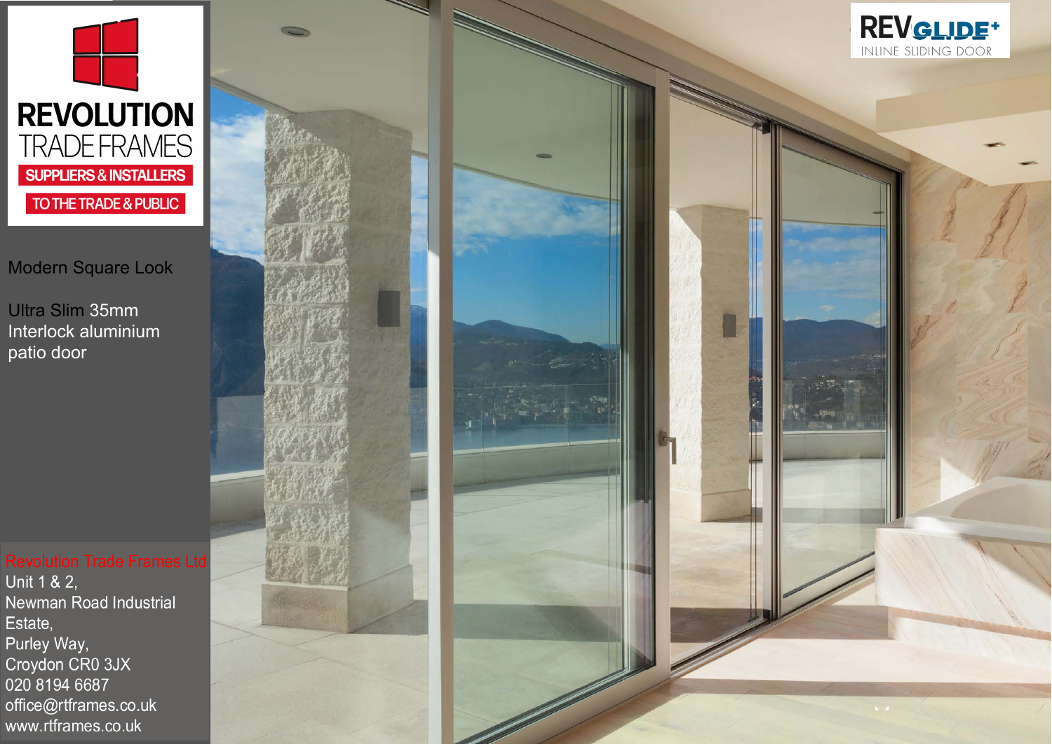# REVOLUTION TRADE FRAMES

**SUPPLIERS & INSTALLERS**

**TO THE TRADE & PUBLIC**

## REVGLIDE+

INLINE SLIDING DOOR

Modern Square Look

Ultra Slim 35mm Interlock aluminium patio door

**Revolution Trade Frames Ltd**
Unit 1 & 2,
Newman Road Industrial Estate,
Purley Way,
Croydon CR0 3JX
020 8194 6687
office@rtframes.co.uk
www.rtframes.co.uk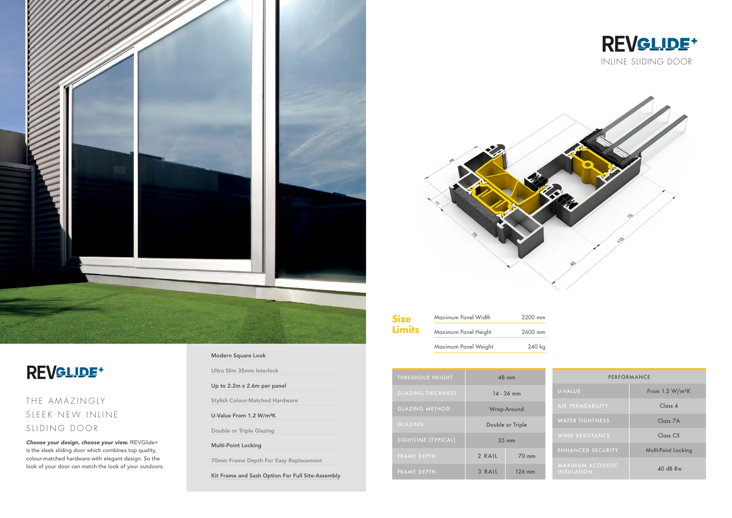# REVGLIDE+

## THE AMAZINGLY SLEEK NEW INLINE SLIDING DOOR

***Choose your design, choose your view.*** REVGlide+ is the sleek sliding door which combines top quality, colour-matched hardware with elegant design. So the look of your door can match the look of your outdoors.

- Modern Square Look
- Ultra Slim 35mm Interlock
- Up to 2.2m x 2.6m per panel
- Stylish Colour-Matched Hardware
- U-Value From 1.2 W/m²K
- Double or Triple Glazing
- Multi-Point Locking
- 70mm Frame Depth For Easy Replacement
- Kit Frame and Sash Option For Full Site-Assembly

# REVGLIDE+

INLINE SLIDING DOOR

48
11
70
70
110
40

## Size Limits

| | |
|---|---|
| Maximum Panel Width | 2200 mm |
| Maximum Panel Height | 2600 mm |
| Maximum Panel Weight | 240 kg |

| | | |
|---|---|---|
| THRESHOLD HEIGHT | 48 mm | |
| GLAZING THICKNESS | 14 - 36 mm | |
| GLAZING METHOD | Wrap-Around | |
| GLAZING | Double or Triple | |
| SIGHTLINE (TYPICAL) | 35 mm | |
| FRAME DEPTH | 2 RAIL | 70 mm |
| FRAME DEPTH | 3 RAIL | 126 mm |

| PERFORMANCE | |
|---|---|
| U-VALUE | From 1.2 W/m²K |
| AIR PERMEABILITY | Class 4 |
| WATER TIGHTNESS | Class 7A |
| WIND RESISTANCE | Class C5 |
| ENHANCED SECURITY | Multi-Point Locking |
| MAXIMUM ACOUSTIC INSULATION | 40 dB Rw |